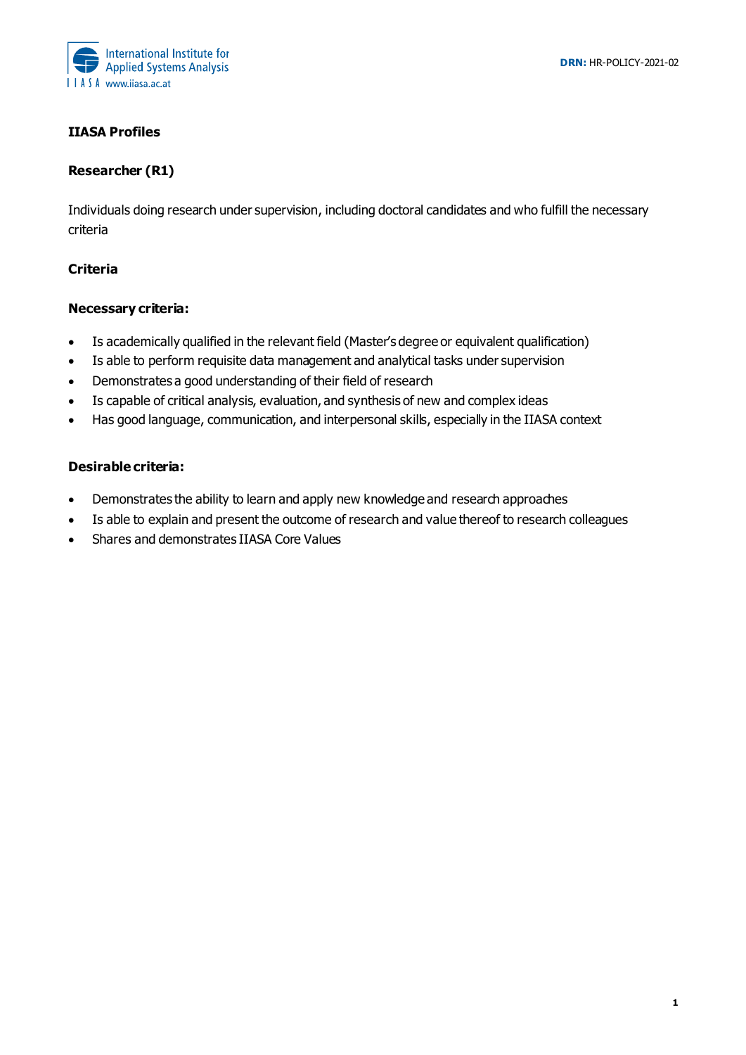DRN: HR-POLICY-2021-02

**IIASA Profiles**

**Researcher (R1)**

Individuals doing research under supervision, including doctoral candidates and who fulfill the necessary criteria

**Criteria**

**Necessary criteria:**

- Is academically qualified in the relevant field (Master's degree or equivalent qualification)
- Is able to perform requisite data management and analytical tasks under supervision
- Demonstrates a good understanding of their field of research
- Is capable of critical analysis, evaluation, and synthesis of new and complex ideas
- Has good language, communication, and interpersonal skills, especially in the IIASA context

**Desirable criteria:**

- Demonstrates the ability to learn and apply new knowledge and research approaches
- Is able to explain and present the outcome of research and value thereof to research colleagues
- Shares and demonstrates IIASA Core Values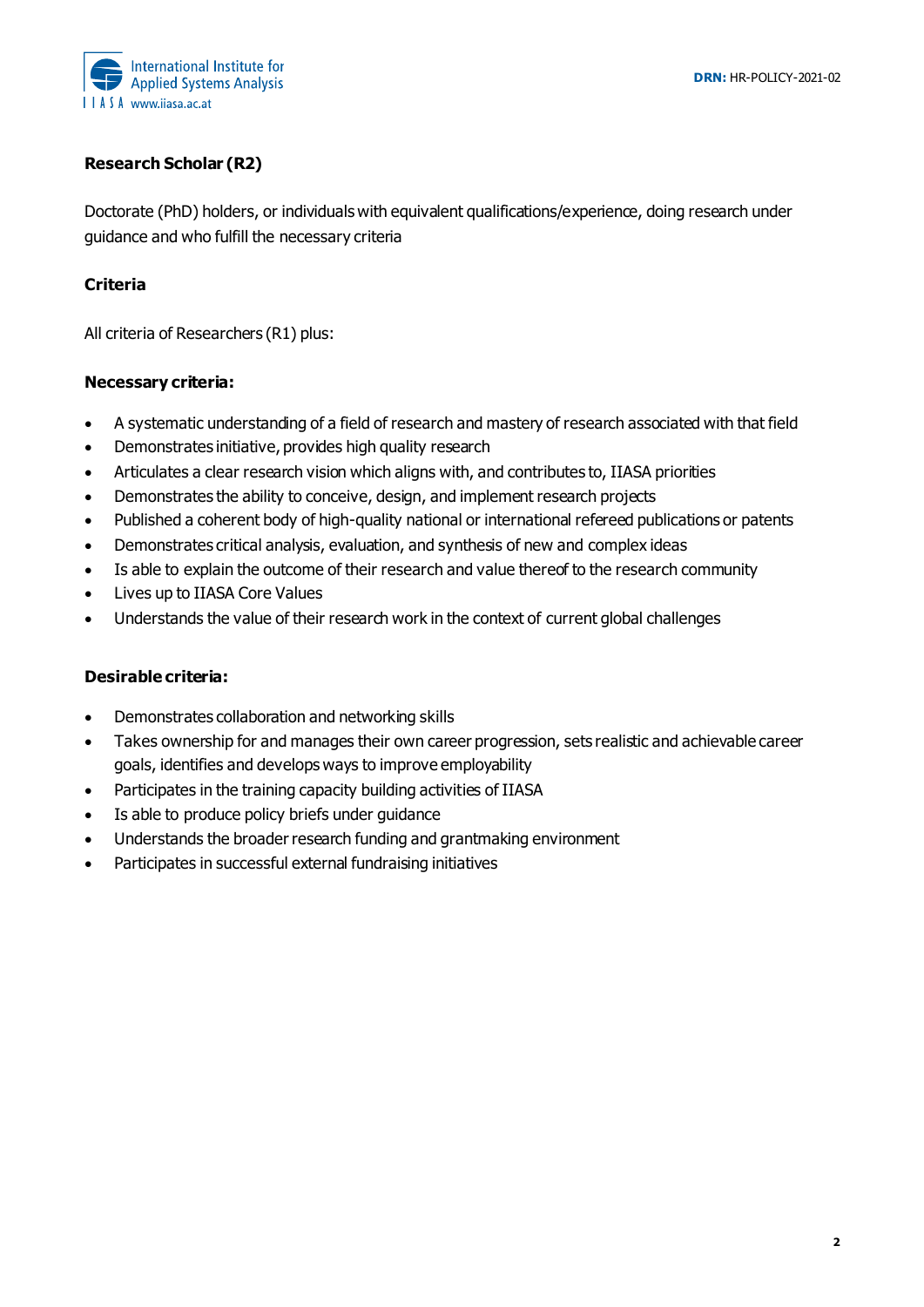### Research Scholar (R2)

Doctorate (PhD) holders, or individuals with equivalent qualifications/experience, doing research under guidance and who fulfill the necessary criteria

#### Criteria

All criteria of Researchers (R1) plus:

#### Necessary criteria:

- A systematic understanding of a field of research and mastery of research associated with that field
- Demonstrates initiative, provides high quality research
- Articulates a clear research vision which aligns with, and contributes to, IIASA priorities
- Demonstrates the ability to conceive, design, and implement research projects
- Published a coherent body of high-quality national or international refereed publications or patents
- Demonstrates critical analysis, evaluation, and synthesis of new and complex ideas
- Is able to explain the outcome of their research and value thereof to the research community
- Lives up to IIASA Core Values
- Understands the value of their research work in the context of current global challenges

#### Desirable criteria:

- Demonstrates collaboration and networking skills
- Takes ownership for and manages their own career progression, sets realistic and achievable career goals, identifies and develops ways to improve employability
- Participates in the training capacity building activities of IIASA
- Is able to produce policy briefs under guidance
- Understands the broader research funding and grantmaking environment
- Participates in successful external fundraising initiatives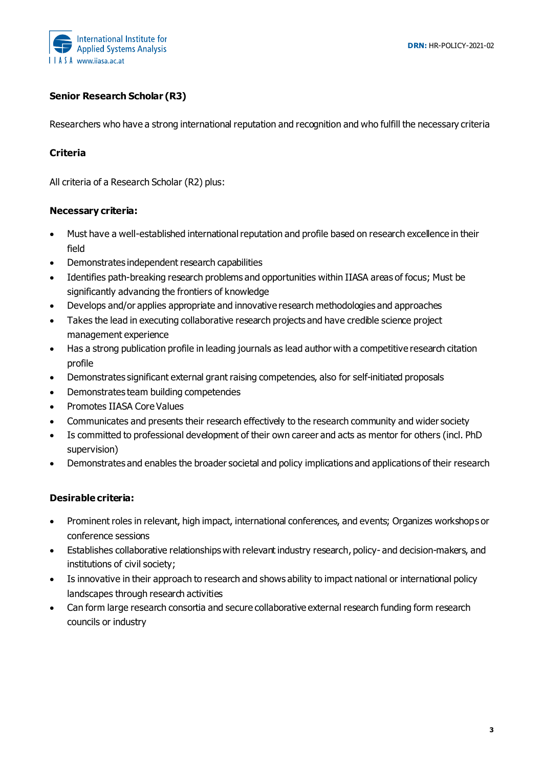### Senior Research Scholar (R3)

Researchers who have a strong international reputation and recognition and who fulfill the necessary criteria

#### Criteria

All criteria of a Research Scholar (R2) plus:

**Necessary criteria:**

- Must have a well-established international reputation and profile based on research excellence in their field
- Demonstrates independent research capabilities
- Identifies path-breaking research problems and opportunities within IIASA areas of focus; Must be significantly advancing the frontiers of knowledge
- Develops and/or applies appropriate and innovative research methodologies and approaches
- Takes the lead in executing collaborative research projects and have credible science project management experience
- Has a strong publication profile in leading journals as lead author with a competitive research citation profile
- Demonstrates significant external grant raising competencies, also for self-initiated proposals
- Demonstrates team building competencies
- Promotes IIASA Core Values
- Communicates and presents their research effectively to the research community and wider society
- Is committed to professional development of their own career and acts as mentor for others (incl. PhD supervision)
- Demonstrates and enables the broader societal and policy implications and applications of their research

**Desirable criteria:**

- Prominent roles in relevant, high impact, international conferences, and events; Organizes workshops or conference sessions
- Establishes collaborative relationships with relevant industry research, policy- and decision-makers, and institutions of civil society;
- Is innovative in their approach to research and shows ability to impact national or international policy landscapes through research activities
- Can form large research consortia and secure collaborative external research funding form research councils or industry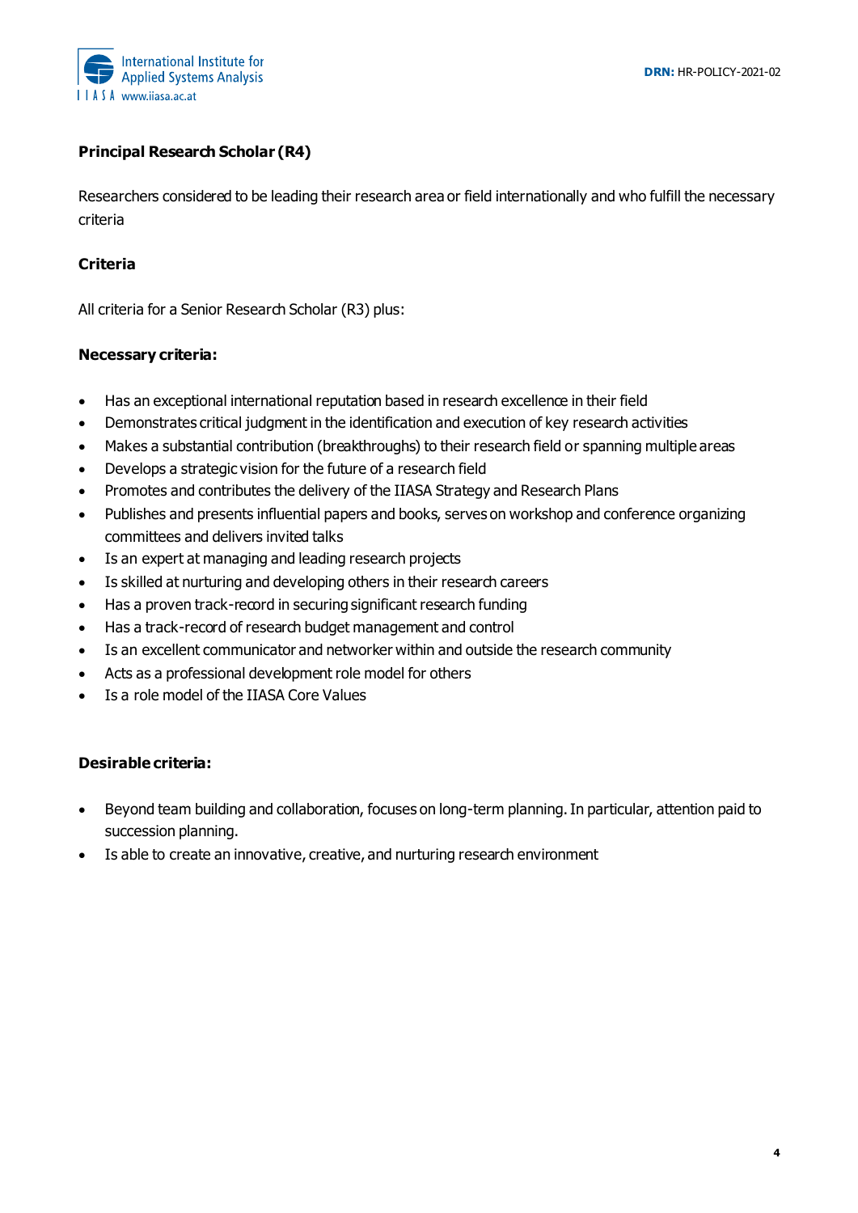**Principal Research Scholar (R4)**

Researchers considered to be leading their research area or field internationally and who fulfill the necessary criteria

**Criteria**

All criteria for a Senior Research Scholar (R3) plus:

**Necessary criteria:**

- Has an exceptional international reputation based in research excellence in their field
- Demonstrates critical judgment in the identification and execution of key research activities
- Makes a substantial contribution (breakthroughs) to their research field or spanning multiple areas
- Develops a strategic vision for the future of a research field
- Promotes and contributes the delivery of the IIASA Strategy and Research Plans
- Publishes and presents influential papers and books, serves on workshop and conference organizing committees and delivers invited talks
- Is an expert at managing and leading research projects
- Is skilled at nurturing and developing others in their research careers
- Has a proven track-record in securing significant research funding
- Has a track-record of research budget management and control
- Is an excellent communicator and networker within and outside the research community
- Acts as a professional development role model for others
- Is a role model of the IIASA Core Values

**Desirable criteria:**

- Beyond team building and collaboration, focuses on long-term planning. In particular, attention paid to succession planning.
- Is able to create an innovative, creative, and nurturing research environment